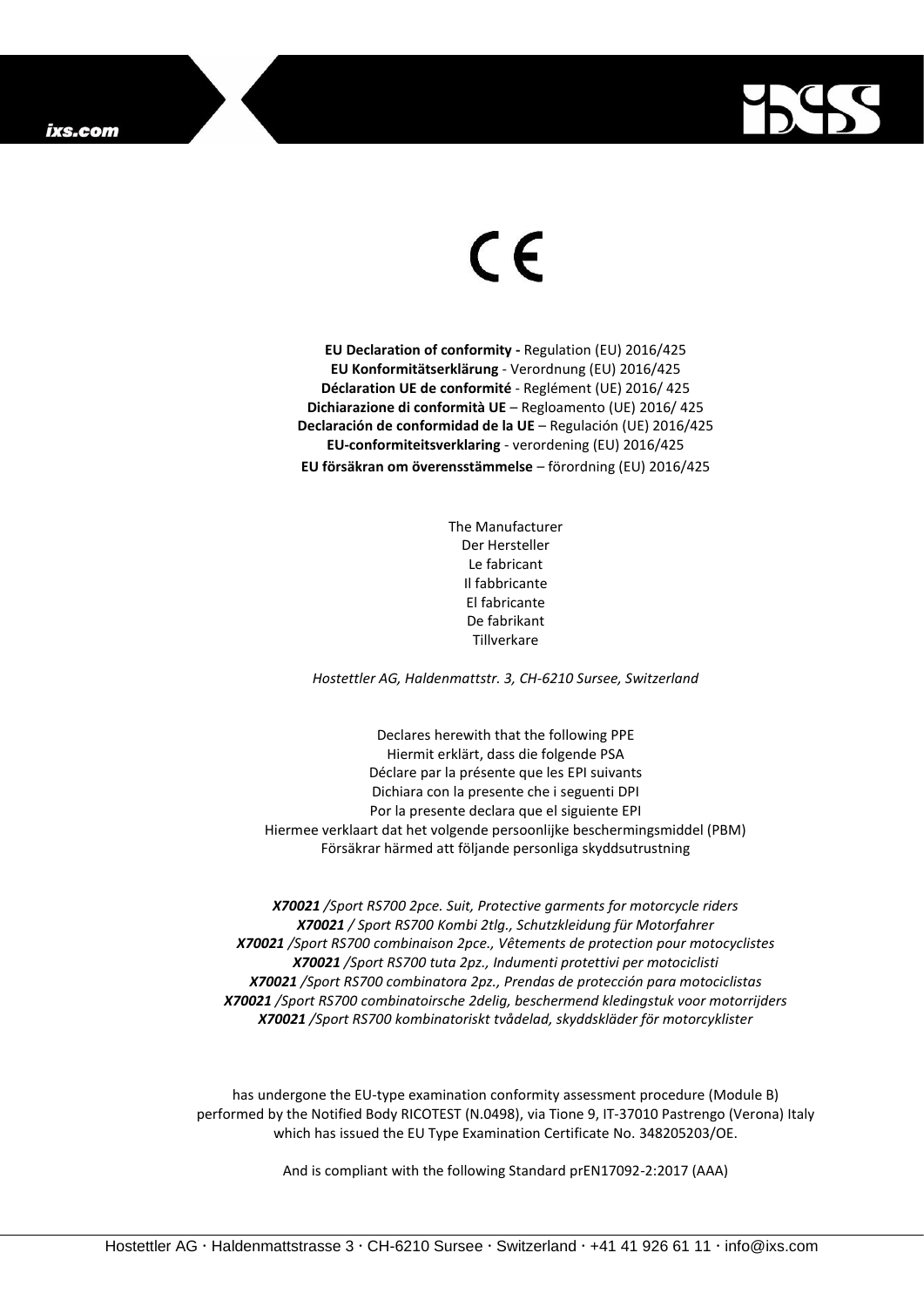CE

**EU Declaration of conformity -** Regulation (EU) 2016/425
**EU Konformitätserklärung** - Verordnung (EU) 2016/425
**Déclaration UE de conformité** - Reglément (UE) 2016/ 425
**Dichiarazione di conformità UE** – Regloamento (UE) 2016/ 425
**Declaración de conformidad de la UE** – Regulación (UE) 2016/425
**EU-conformiteitsverklaring** - verordening (EU) 2016/425
**EU försäkran om överensstämmelse** – förordning (EU) 2016/425

The Manufacturer
Der Hersteller
Le fabricant
Il fabbricante
El fabricante
De fabrikant
Tillverkare

*Hostettler AG, Haldenmattstr. 3, CH-6210 Sursee, Switzerland*

Declares herewith that the following PPE
Hiermit erklärt, dass die folgende PSA
Déclare par la présente que les EPI suivants
Dichiara con la presente che i seguenti DPI
Por la presente declara que el siguiente EPI
Hiermee verklaart dat het volgende persoonlijke beschermingsmiddel (PBM)
Försäkrar härmed att följande personliga skyddsutrustning

***X70021*** */Sport RS700 2pce. Suit, Protective garments for motorcycle riders*
***X70021*** */ Sport RS700 Kombi 2tlg., Schutzkleidung für Motorfahrer*
***X70021*** */Sport RS700 combinaison 2pce., Vêtements de protection pour motocyclistes*
***X70021*** */Sport RS700 tuta 2pz., Indumenti protettivi per motociclisti*
***X70021*** */Sport RS700 combinatora 2pz., Prendas de protección para motociclistas*
***X70021*** */Sport RS700 combinatoirsche 2delig, beschermend kledingstuk voor motorrijders*
***X70021*** */Sport RS700 kombinatoriskt tvådelad, skyddskläder för motorcyklister*

has undergone the EU-type examination conformity assessment procedure (Module B) performed by the Notified Body RICOTEST (N.0498), via Tione 9, IT-37010 Pastrengo (Verona) Italy which has issued the EU Type Examination Certificate No. 348205203/OE.

And is compliant with the following Standard prEN17092-2:2017 (AAA)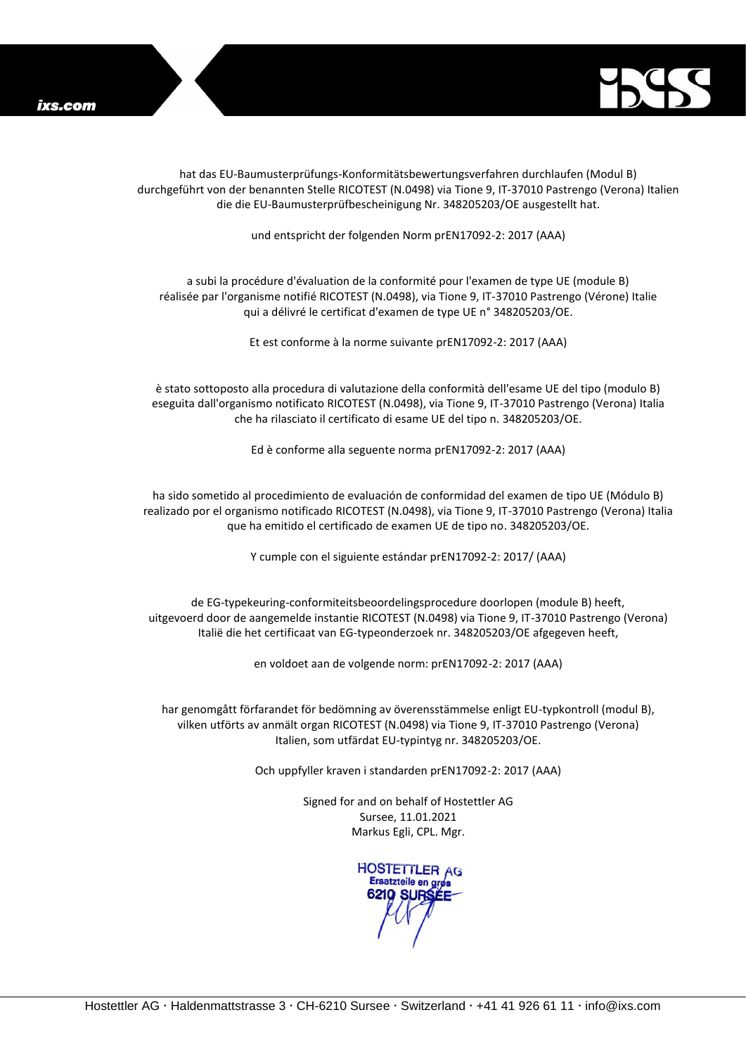hat das EU-Baumusterprüfungs-Konformitätsbewertungsverfahren durchlaufen (Modul B) durchgeführt von der benannten Stelle RICOTEST (N.0498) via Tione 9, IT-37010 Pastrengo (Verona) Italien die die EU-Baumusterprüfbescheinigung Nr. 348205203/OE ausgestellt hat.

und entspricht der folgenden Norm prEN17092-2: 2017 (AAA)

a subi la procédure d'évaluation de la conformité pour l'examen de type UE (module B) réalisée par l'organisme notifié RICOTEST (N.0498), via Tione 9, IT-37010 Pastrengo (Vérone) Italie qui a délivré le certificat d'examen de type UE n° 348205203/OE.

Et est conforme à la norme suivante prEN17092-2: 2017 (AAA)

è stato sottoposto alla procedura di valutazione della conformità dell'esame UE del tipo (modulo B) eseguita dall'organismo notificato RICOTEST (N.0498), via Tione 9, IT-37010 Pastrengo (Verona) Italia che ha rilasciato il certificato di esame UE del tipo n. 348205203/OE.

Ed è conforme alla seguente norma prEN17092-2: 2017 (AAA)

ha sido sometido al procedimiento de evaluación de conformidad del examen de tipo UE (Módulo B) realizado por el organismo notificado RICOTEST (N.0498), via Tione 9, IT-37010 Pastrengo (Verona) Italia que ha emitido el certificado de examen UE de tipo no. 348205203/OE.

Y cumple con el siguiente estándar prEN17092-2: 2017/ (AAA)

de EG-typekeuring-conformiteitsbeoordelingsprocedure doorlopen (module B) heeft, uitgevoerd door de aangemelde instantie RICOTEST (N.0498) via Tione 9, IT-37010 Pastrengo (Verona) Italië die het certificaat van EG-typeonderzoek nr. 348205203/OE afgegeven heeft,

en voldoet aan de volgende norm: prEN17092-2: 2017 (AAA)

har genomgått förfarandet för bedömning av överensstämmelse enligt EU-typkontroll (modul B), vilken utförts av anmält organ RICOTEST (N.0498) via Tione 9, IT-37010 Pastrengo (Verona) Italien, som utfärdat EU-typintyg nr. 348205203/OE.

Och uppfyller kraven i standarden prEN17092-2: 2017 (AAA)

Signed for and on behalf of Hostettler AG
Sursee, 11.01.2021
Markus Egli, CPL. Mgr.

HOSTETTLER AG
Ersatzteile en gros
6210 SURSEE